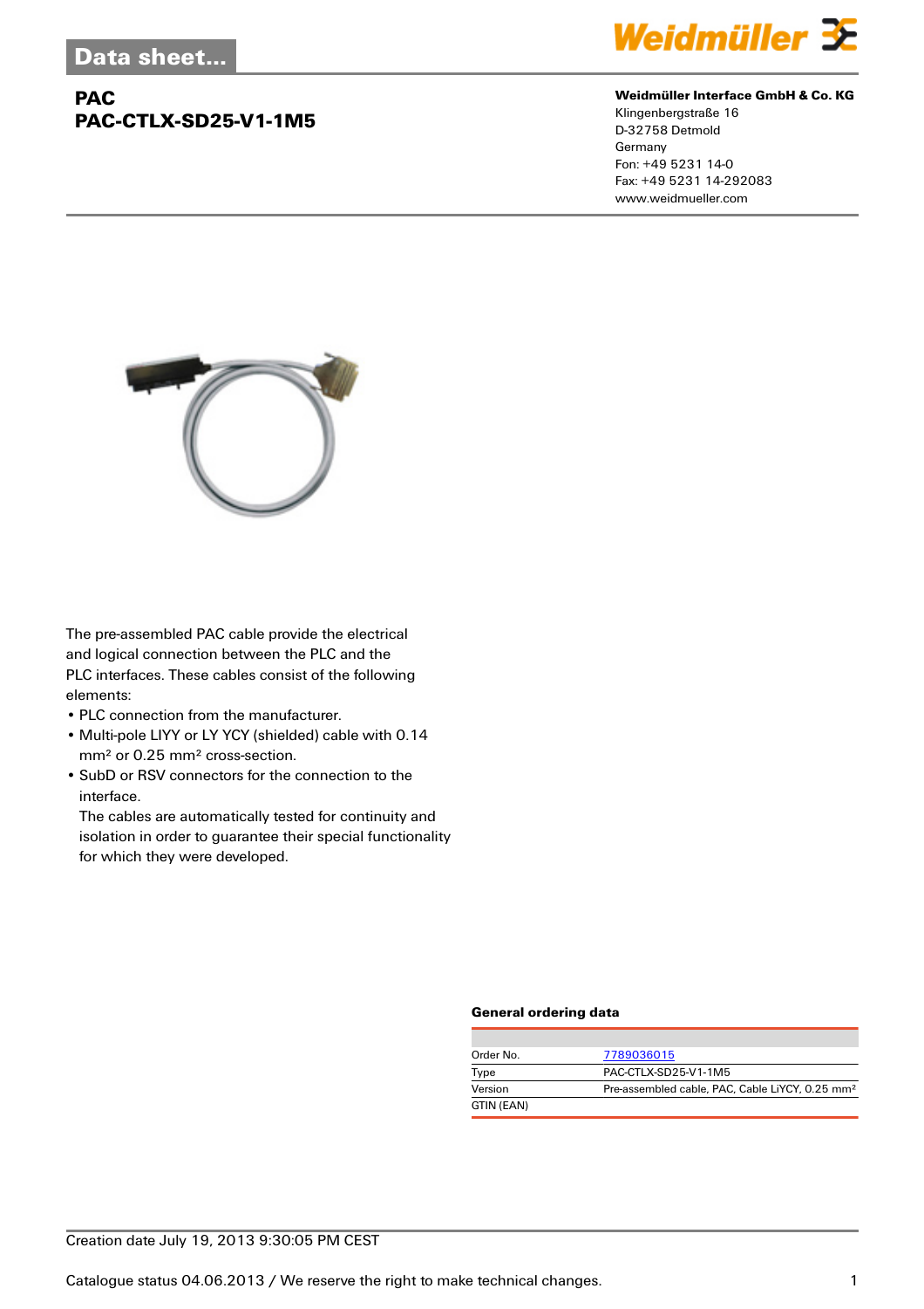Data sheet...

# PAC
# PAC-CTLX-SD25-V1-1M5

**Weidmüller Interface GmbH & Co. KG**
Klingenbergstraße 16
D-32758 Detmold
Germany
Fon: +49 5231 14-0
Fax: +49 5231 14-292083
www.weidmueller.com

The pre-assembled PAC cable provide the electrical and logical connection between the PLC and the PLC interfaces. These cables consist of the following elements:

- PLC connection from the manufacturer.
- Multi-pole LIYY or LY YCY (shielded) cable with 0.14 mm² or 0.25 mm² cross-section.
- SubD or RSV connectors for the connection to the interface.
  The cables are automatically tested for continuity and isolation in order to guarantee their special functionality for which they were developed.

### General ordering data

| | |
|---|---|
| Order No. | 7789036015 |
| Type | PAC-CTLX-SD25-V1-1M5 |
| Version | Pre-assembled cable, PAC, Cable LiYCY, 0.25 mm² |
| GTIN (EAN) | |

Creation date July 19, 2013 9:30:05 PM CEST

Catalogue status 04.06.2013 / We reserve the right to make technical changes.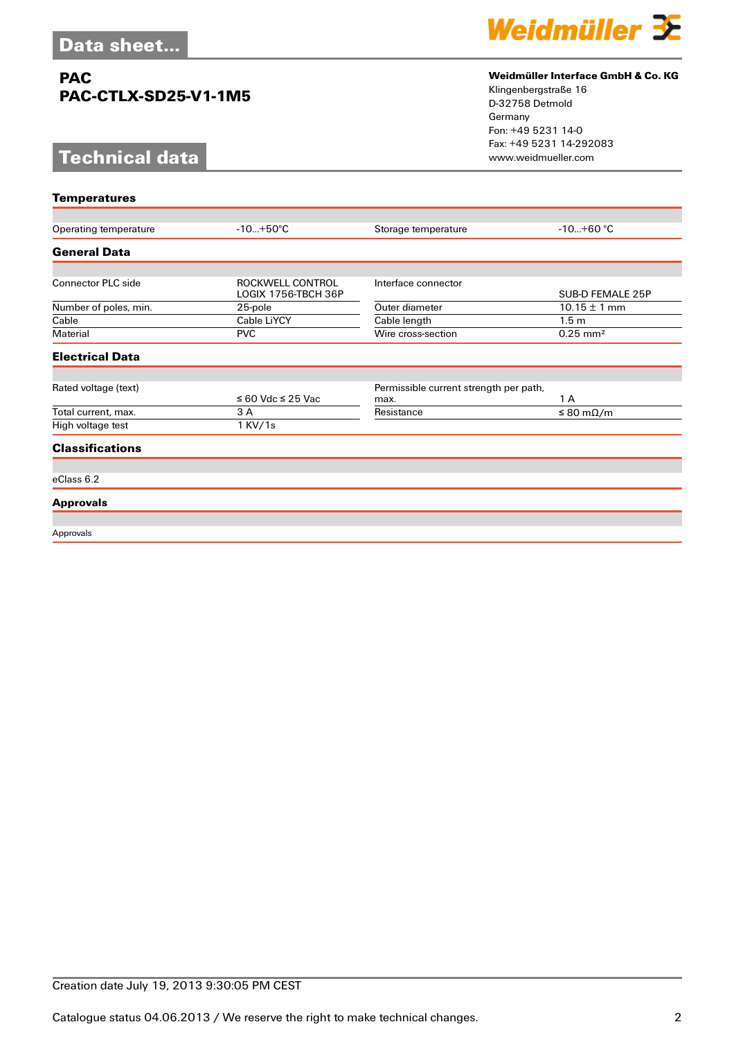# Data sheet...

## PAC
## PAC-CTLX-SD25-V1-1M5

**Weidmüller Interface GmbH & Co. KG**
Klingenbergstraße 16
D-32758 Detmold
Germany
Fon: +49 5231 14-0
Fax: +49 5231 14-292083
www.weidmueller.com

# Technical data

### Temperatures

| | | | |
|---|---|---|---|
| Operating temperature | -10...+50°C | Storage temperature | -10...+60 °C |

### General Data

| | | | |
|---|---|---|---|
| Connector PLC side | ROCKWELL CONTROL LOGIX 1756-TBCH 36P | Interface connector | SUB-D FEMALE 25P |
| Number of poles, min. | 25-pole | Outer diameter | 10.15 ± 1 mm |
| Cable | Cable LiYCY | Cable length | 1.5 m |
| Material | PVC | Wire cross-section | 0.25 mm² |

### Electrical Data

| | | | |
|---|---|---|---|
| Rated voltage (text) | ≤ 60 Vdc ≤ 25 Vac | Permissible current strength per path, max. | 1 A |
| Total current, max. | 3 A | Resistance | ≤ 80 mΩ/m |
| High voltage test | 1 KV/1s | | |

### Classifications

eClass 6.2

### Approvals

Approvals

Creation date July 19, 2013 9:30:05 PM CEST

Catalogue status 04.06.2013 / We reserve the right to make technical changes.